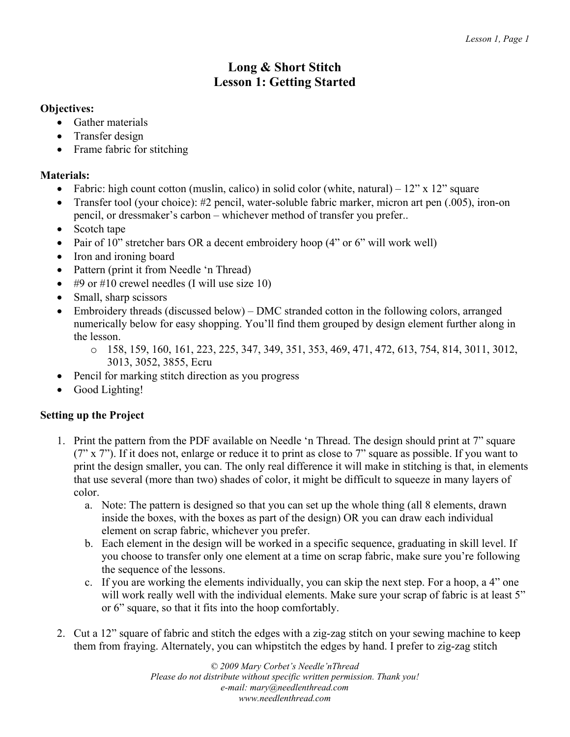# Long & Short Stitch
# Lesson 1: Getting Started

**Objectives:**

- Gather materials
- Transfer design
- Frame fabric for stitching

**Materials:**

- Fabric: high count cotton (muslin, calico) in solid color (white, natural) – 12" x 12" square
- Transfer tool (your choice): #2 pencil, water-soluble fabric marker, micron art pen (.005), iron-on pencil, or dressmaker's carbon – whichever method of transfer you prefer..
- Scotch tape
- Pair of 10" stretcher bars OR a decent embroidery hoop (4" or 6" will work well)
- Iron and ironing board
- Pattern (print it from Needle 'n Thread)
- #9 or #10 crewel needles (I will use size 10)
- Small, sharp scissors
- Embroidery threads (discussed below) – DMC stranded cotton in the following colors, arranged numerically below for easy shopping. You'll find them grouped by design element further along in the lesson.
    - 158, 159, 160, 161, 223, 225, 347, 349, 351, 353, 469, 471, 472, 613, 754, 814, 3011, 3012, 3013, 3052, 3855, Ecru
- Pencil for marking stitch direction as you progress
- Good Lighting!

**Setting up the Project**

1. Print the pattern from the PDF available on Needle 'n Thread. The design should print at 7" square (7" x 7"). If it does not, enlarge or reduce it to print as close to 7" square as possible. If you want to print the design smaller, you can. The only real difference it will make in stitching is that, in elements that use several (more than two) shades of color, it might be difficult to squeeze in many layers of color.
    a. Note: The pattern is designed so that you can set up the whole thing (all 8 elements, drawn inside the boxes, with the boxes as part of the design) OR you can draw each individual element on scrap fabric, whichever you prefer.
    b. Each element in the design will be worked in a specific sequence, graduating in skill level. If you choose to transfer only one element at a time on scrap fabric, make sure you're following the sequence of the lessons.
    c. If you are working the elements individually, you can skip the next step. For a hoop, a 4" one will work really well with the individual elements. Make sure your scrap of fabric is at least 5" or 6" square, so that it fits into the hoop comfortably.

2. Cut a 12" square of fabric and stitch the edges with a zig-zag stitch on your sewing machine to keep them from fraying. Alternately, you can whipstitch the edges by hand. I prefer to zig-zag stitch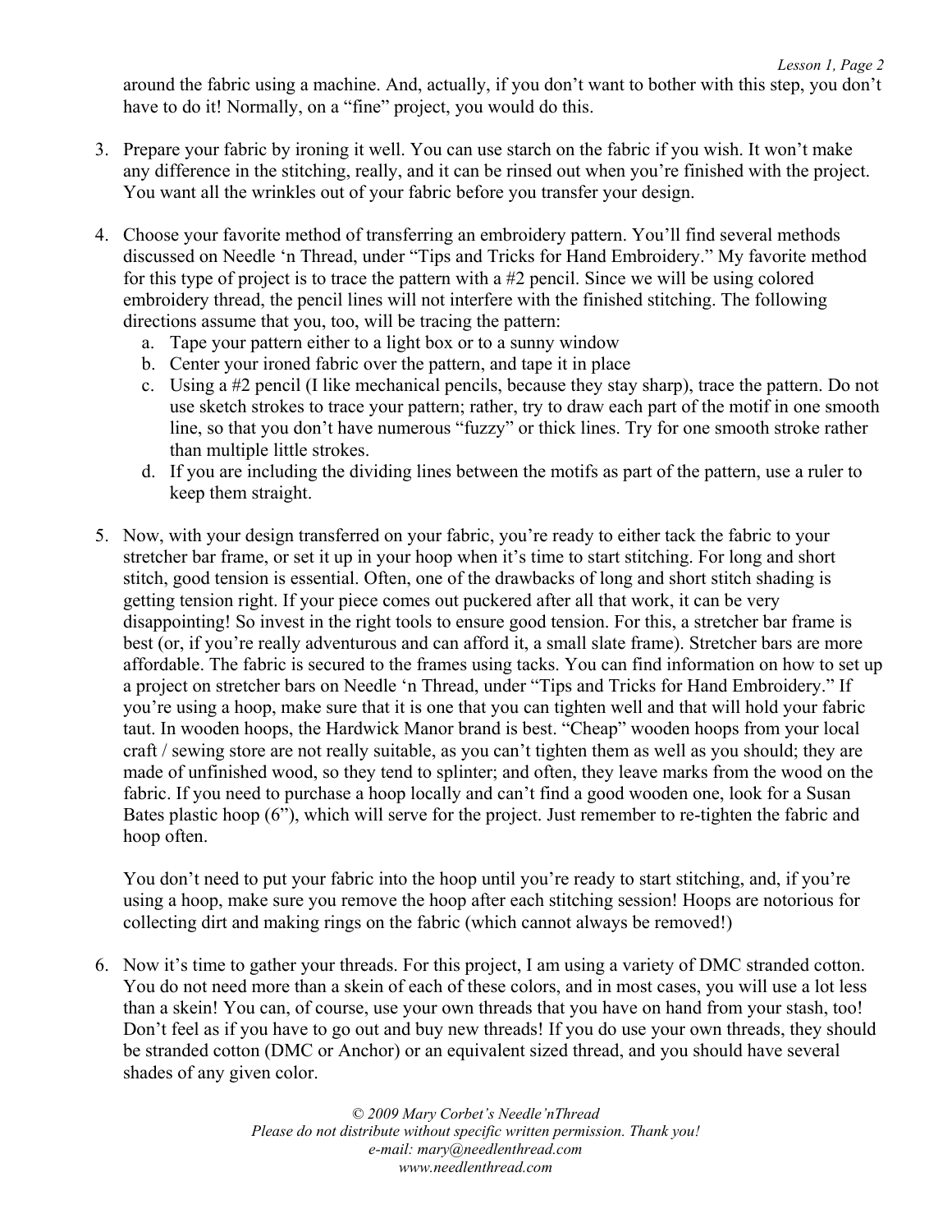around the fabric using a machine. And, actually, if you don't want to bother with this step, you don't have to do it! Normally, on a "fine" project, you would do this.

3. Prepare your fabric by ironing it well. You can use starch on the fabric if you wish. It won't make any difference in the stitching, really, and it can be rinsed out when you're finished with the project. You want all the wrinkles out of your fabric before you transfer your design.

4. Choose your favorite method of transferring an embroidery pattern. You'll find several methods discussed on Needle 'n Thread, under "Tips and Tricks for Hand Embroidery." My favorite method for this type of project is to trace the pattern with a #2 pencil. Since we will be using colored embroidery thread, the pencil lines will not interfere with the finished stitching. The following directions assume that you, too, will be tracing the pattern:
   a. Tape your pattern either to a light box or to a sunny window
   b. Center your ironed fabric over the pattern, and tape it in place
   c. Using a #2 pencil (I like mechanical pencils, because they stay sharp), trace the pattern. Do not use sketch strokes to trace your pattern; rather, try to draw each part of the motif in one smooth line, so that you don't have numerous "fuzzy" or thick lines. Try for one smooth stroke rather than multiple little strokes.
   d. If you are including the dividing lines between the motifs as part of the pattern, use a ruler to keep them straight.

5. Now, with your design transferred on your fabric, you're ready to either tack the fabric to your stretcher bar frame, or set it up in your hoop when it's time to start stitching. For long and short stitch, good tension is essential. Often, one of the drawbacks of long and short stitch shading is getting tension right. If your piece comes out puckered after all that work, it can be very disappointing! So invest in the right tools to ensure good tension. For this, a stretcher bar frame is best (or, if you're really adventurous and can afford it, a small slate frame). Stretcher bars are more affordable. The fabric is secured to the frames using tacks. You can find information on how to set up a project on stretcher bars on Needle 'n Thread, under "Tips and Tricks for Hand Embroidery." If you're using a hoop, make sure that it is one that you can tighten well and that will hold your fabric taut. In wooden hoops, the Hardwick Manor brand is best. "Cheap" wooden hoops from your local craft / sewing store are not really suitable, as you can't tighten them as well as you should; they are made of unfinished wood, so they tend to splinter; and often, they leave marks from the wood on the fabric. If you need to purchase a hoop locally and can't find a good wooden one, look for a Susan Bates plastic hoop (6"), which will serve for the project. Just remember to re-tighten the fabric and hoop often.

   You don't need to put your fabric into the hoop until you're ready to start stitching, and, if you're using a hoop, make sure you remove the hoop after each stitching session! Hoops are notorious for collecting dirt and making rings on the fabric (which cannot always be removed!)

6. Now it's time to gather your threads. For this project, I am using a variety of DMC stranded cotton. You do not need more than a skein of each of these colors, and in most cases, you will use a lot less than a skein! You can, of course, use your own threads that you have on hand from your stash, too! Don't feel as if you have to go out and buy new threads! If you do use your own threads, they should be stranded cotton (DMC or Anchor) or an equivalent sized thread, and you should have several shades of any given color.

*© 2009 Mary Corbet's Needle'nThread*
*Please do not distribute without specific written permission. Thank you!*
*e-mail: mary@needlenthread.com*
*www.needlenthread.com*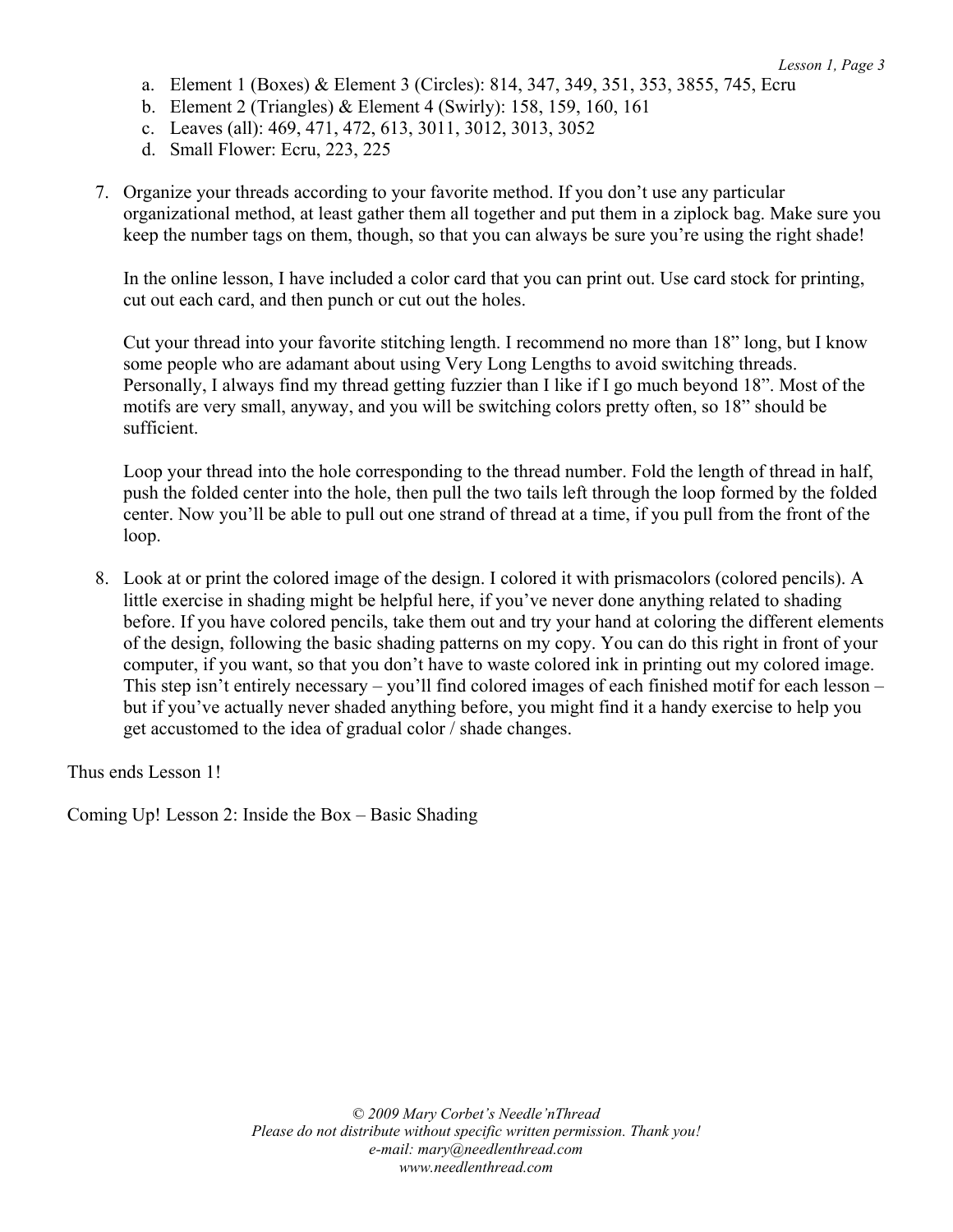a. Element 1 (Boxes) & Element 3 (Circles): 814, 347, 349, 351, 353, 3855, 745, Ecru
b. Element 2 (Triangles) & Element 4 (Swirly): 158, 159, 160, 161
c. Leaves (all): 469, 471, 472, 613, 3011, 3012, 3013, 3052
d. Small Flower: Ecru, 223, 225

7. Organize your threads according to your favorite method. If you don't use any particular organizational method, at least gather them all together and put them in a ziplock bag. Make sure you keep the number tags on them, though, so that you can always be sure you're using the right shade!

   In the online lesson, I have included a color card that you can print out. Use card stock for printing, cut out each card, and then punch or cut out the holes.

   Cut your thread into your favorite stitching length. I recommend no more than 18" long, but I know some people who are adamant about using Very Long Lengths to avoid switching threads. Personally, I always find my thread getting fuzzier than I like if I go much beyond 18". Most of the motifs are very small, anyway, and you will be switching colors pretty often, so 18" should be sufficient.

   Loop your thread into the hole corresponding to the thread number. Fold the length of thread in half, push the folded center into the hole, then pull the two tails left through the loop formed by the folded center. Now you'll be able to pull out one strand of thread at a time, if you pull from the front of the loop.

8. Look at or print the colored image of the design. I colored it with prismacolors (colored pencils). A little exercise in shading might be helpful here, if you've never done anything related to shading before. If you have colored pencils, take them out and try your hand at coloring the different elements of the design, following the basic shading patterns on my copy. You can do this right in front of your computer, if you want, so that you don't have to waste colored ink in printing out my colored image. This step isn't entirely necessary – you'll find colored images of each finished motif for each lesson – but if you've actually never shaded anything before, you might find it a handy exercise to help you get accustomed to the idea of gradual color / shade changes.

Thus ends Lesson 1!

Coming Up! Lesson 2: Inside the Box – Basic Shading

*© 2009 Mary Corbet's Needle'nThread*
*Please do not distribute without specific written permission. Thank you!*
*e-mail: mary@needlenthread.com*
*www.needlenthread.com*